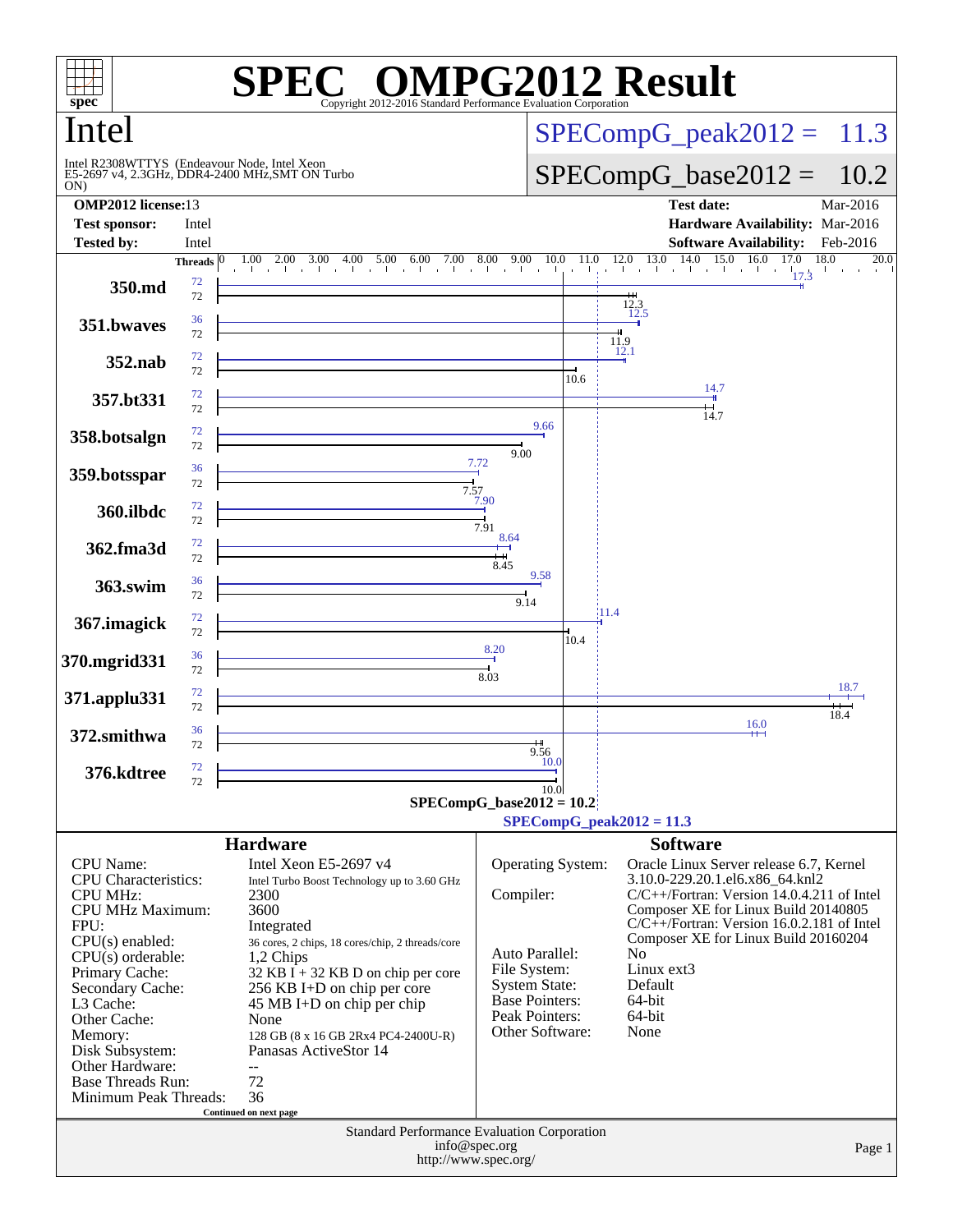# SPEC OMPG2012 Result

Copyright 2012-2016 Standard Performance Evaluation Corporation

## Intel

Intel R2308WTTYS (Endeavour Node, Intel Xeon E5-2697 v4, 2.3GHz, DDR4-2400 MHz,SMT ON Turbo ON)

**SPECompG_peak2012 = 11.3**

**SPECompG_base2012 = 10.2**

| | | | |
|---|---|---|---|
| **OMP2012 license:** | 13 | **Test date:** | Mar-2016 |
| **Test sponsor:** | Intel | **Hardware Availability:** | Mar-2016 |
| **Tested by:** | Intel | **Software Availability:** | Feb-2016 |

| Benchmark | Peak Threads | Base Threads | Peak | Base |
|---|---|---|---|---|
| 350.md | 72 | 72 | 17.3 | 12.3 |
| 351.bwaves | 36 | 72 | 12.5 | 11.9 |
| 352.nab | 72 | 72 | 12.1 | 10.6 |
| 357.bt331 | 72 | 72 | 14.7 | 14.7 |
| 358.botsalgn | 72 | 72 | 9.66 | 9.00 |
| 359.botsspar | 36 | 72 | 7.72 | 7.57 |
| 360.ilbdc | 72 | 72 | 7.90 | 7.91 |
| 362.fma3d | 72 | 72 | 8.64 | 8.45 |
| 363.swim | 36 | 72 | 9.58 | 9.14 |
| 367.imagick | 72 | 72 | 11.4 | 10.4 |
| 370.mgrid331 | 36 | 72 | 8.20 | 8.03 |
| 371.applu331 | 72 | 72 | 18.7 | 18.4 |
| 372.smithwa | 36 | 72 | 16.0 | 9.56 |
| 376.kdtree | 72 | 72 | 10.0 | 10.0 |

SPECompG_base2012 = 10.2

SPECompG_peak2012 = 11.3

### Hardware

| | |
|---|---|
| CPU Name: | Intel Xeon E5-2697 v4 |
| CPU Characteristics: | Intel Turbo Boost Technology up to 3.60 GHz |
| CPU MHz: | 2300 |
| CPU MHz Maximum: | 3600 |
| FPU: | Integrated |
| CPU(s) enabled: | 36 cores, 2 chips, 18 cores/chip, 2 threads/core |
| CPU(s) orderable: | 1,2 Chips |
| Primary Cache: | 32 KB I + 32 KB D on chip per core |
| Secondary Cache: | 256 KB I+D on chip per core |
| L3 Cache: | 45 MB I+D on chip per chip |
| Other Cache: | None |
| Memory: | 128 GB (8 x 16 GB 2Rx4 PC4-2400U-R) |
| Disk Subsystem: | Panasas ActiveStor 14 |
| Other Hardware: | -- |
| Base Threads Run: | 72 |
| Minimum Peak Threads: | 36 |

Continued on next page

### Software

| | |
|---|---|
| Operating System: | Oracle Linux Server release 6.7, Kernel 3.10.0-229.20.1.el6.x86_64.knl2 |
| Compiler: | C/C++/Fortran: Version 14.0.4.211 of Intel Composer XE for Linux Build 20140805<br>C/C++/Fortran: Version 16.0.2.181 of Intel Composer XE for Linux Build 20160204 |
| Auto Parallel: | No |
| File System: | Linux ext3 |
| System State: | Default |
| Base Pointers: | 64-bit |
| Peak Pointers: | 64-bit |
| Other Software: | None |

Standard Performance Evaluation Corporation
info@spec.org
http://www.spec.org/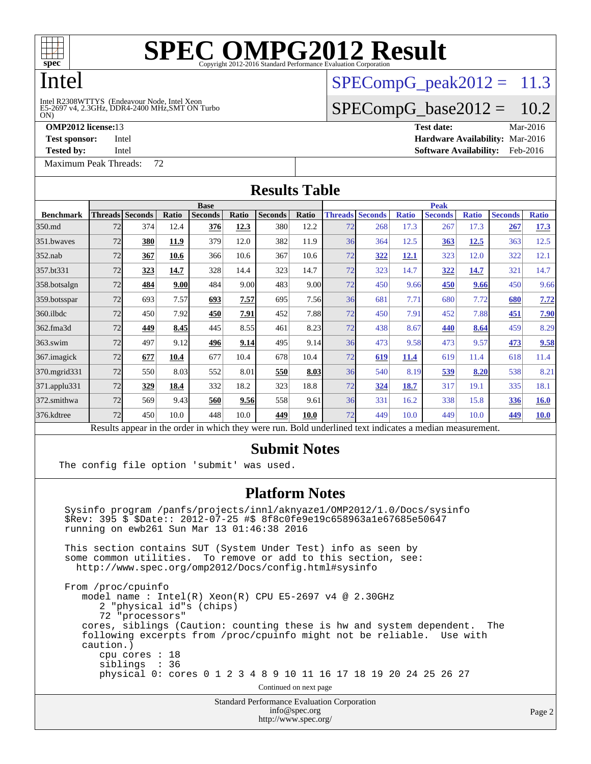# SPEC OMPG2012 Result

Copyright 2012-2016 Standard Performance Evaluation Corporation

## Intel

Intel R2308WTTYS (Endeavour Node, Intel Xeon E5-2697 v4, 2.3GHz, DDR4-2400 MHz,SMT ON Turbo ON)

SPECompG_peak2012 = 11.3

SPECompG_base2012 = 10.2

**OMP2012 license:** 13 | **Test date:** Mar-2016
**Test sponsor:** Intel | **Hardware Availability:** Mar-2016
**Tested by:** Intel | **Software Availability:** Feb-2016

Maximum Peak Threads: 72

## Results Table

| | Base | | | | | | | Peak | | | | | | |
|---|---|---|---|---|---|---|---|---|---|---|---|---|---|---|
| **Benchmark** | **Threads** | **Seconds** | **Ratio** | **Seconds** | **Ratio** | **Seconds** | **Ratio** | **Threads** | **Seconds** | **Ratio** | **Seconds** | **Ratio** | **Seconds** | **Ratio** |
| 350.md | 72 | 374 | 12.4 | **376** | **12.3** | 380 | 12.2 | 72 | 268 | 17.3 | 267 | 17.3 | **267** | **17.3** |
| 351.bwaves | 72 | **380** | **11.9** | 379 | 12.0 | 382 | 11.9 | 36 | 364 | 12.5 | **363** | **12.5** | 363 | 12.5 |
| 352.nab | 72 | **367** | **10.6** | 366 | 10.6 | 367 | 10.6 | 72 | **322** | **12.1** | 323 | 12.0 | 322 | 12.1 |
| 357.bt331 | 72 | **323** | **14.7** | 328 | 14.4 | 323 | 14.7 | 72 | 323 | 14.7 | **322** | **14.7** | 321 | 14.7 |
| 358.botsalgn | 72 | **484** | **9.00** | 484 | 9.00 | 483 | 9.00 | 72 | 450 | 9.66 | **450** | **9.66** | 450 | 9.66 |
| 359.botsspar | 72 | 693 | 7.57 | **693** | **7.57** | 695 | 7.56 | 36 | 681 | 7.71 | 680 | 7.72 | **680** | **7.72** |
| 360.ilbdc | 72 | 450 | 7.92 | **450** | **7.91** | 452 | 7.88 | 72 | 450 | 7.91 | 452 | 7.88 | **451** | **7.90** |
| 362.fma3d | 72 | **449** | **8.45** | 445 | 8.55 | 461 | 8.23 | 72 | 438 | 8.67 | **440** | **8.64** | 459 | 8.29 |
| 363.swim | 72 | 497 | 9.12 | **496** | **9.14** | 495 | 9.14 | 36 | 473 | 9.58 | 473 | 9.57 | **473** | **9.58** |
| 367.imagick | 72 | **677** | **10.4** | 677 | 10.4 | 678 | 10.4 | 72 | **619** | **11.4** | 619 | 11.4 | 618 | 11.4 |
| 370.mgrid331 | 72 | 550 | 8.03 | 552 | 8.01 | **550** | **8.03** | 36 | 540 | 8.19 | **539** | **8.20** | 538 | 8.21 |
| 371.applu331 | 72 | **329** | **18.4** | 332 | 18.2 | 323 | 18.8 | 72 | **324** | **18.7** | 317 | 19.1 | 335 | 18.1 |
| 372.smithwa | 72 | 569 | 9.43 | **560** | **9.56** | 558 | 9.61 | 36 | 331 | 16.2 | 338 | 15.8 | **336** | **16.0** |
| 376.kdtree | 72 | 450 | 10.0 | 448 | 10.0 | **449** | **10.0** | 72 | 449 | 10.0 | 449 | 10.0 | **449** | **10.0** |

Results appear in the order in which they were run. Bold underlined text indicates a median measurement.

## Submit Notes

```
The config file option 'submit' was used.
```

## Platform Notes

```
Sysinfo program /panfs/projects/innl/aknyaze1/OMP2012/1.0/Docs/sysinfo
$Rev: 395 $ $Date:: 2012-07-25 #$ 8f8c0fe9e19c658963a1e67685e50647
running on ewb261 Sun Mar 13 01:46:38 2016

This section contains SUT (System Under Test) info as seen by
some common utilities.  To remove or add to this section, see:
  http://www.spec.org/omp2012/Docs/config.html#sysinfo

From /proc/cpuinfo
   model name : Intel(R) Xeon(R) CPU E5-2697 v4 @ 2.30GHz
      2 "physical id"s (chips)
      72 "processors"
   cores, siblings (Caution: counting these is hw and system dependent.  The
   following excerpts from /proc/cpuinfo might not be reliable.  Use with
   caution.)
      cpu cores : 18
      siblings  : 36
      physical 0: cores 0 1 2 3 4 8 9 10 11 16 17 18 19 20 24 25 26 27
```

Continued on next page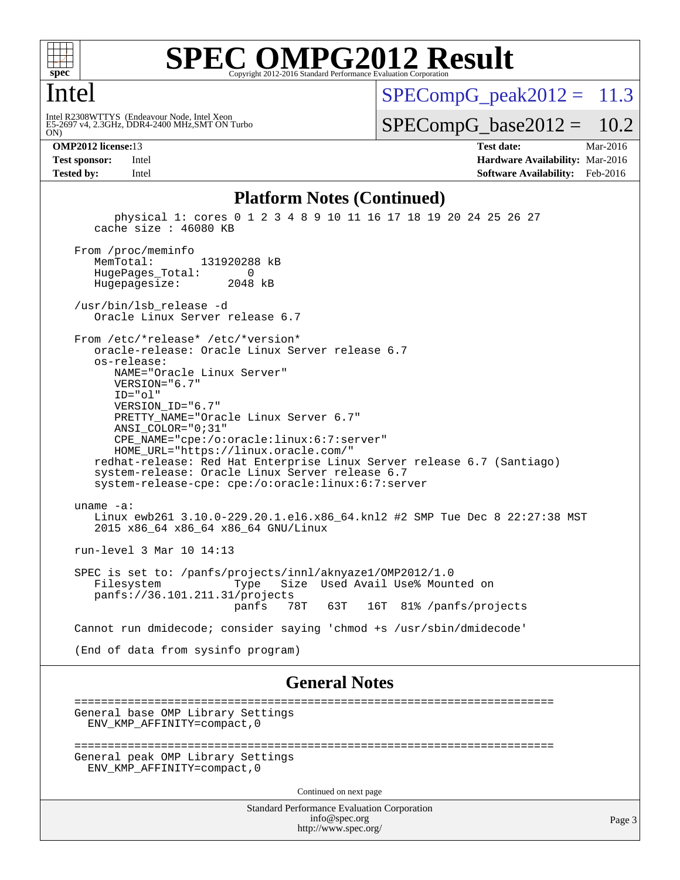# Intel

Intel R2308WTTYS (Endeavour Node, Intel Xeon E5-2697 v4, 2.3GHz, DDR4-2400 MHz,SMT ON Turbo ON)

SPECompG_peak2012 = 11.3

SPECompG_base2012 = 10.2

**OMP2012 license:** 13
**Test sponsor:** Intel
**Tested by:** Intel

**Test date:** Mar-2016
**Hardware Availability:** Mar-2016
**Software Availability:** Feb-2016

## Platform Notes (Continued)

```
        physical 1: cores 0 1 2 3 4 8 9 10 11 16 17 18 19 20 24 25 26 27
     cache size : 46080 KB

  From /proc/meminfo
     MemTotal:       131920288 kB
     HugePages_Total:       0
     Hugepagesize:       2048 kB

  /usr/bin/lsb_release -d
     Oracle Linux Server release 6.7

  From /etc/*release* /etc/*version*
     oracle-release: Oracle Linux Server release 6.7
     os-release:
        NAME="Oracle Linux Server"
        VERSION="6.7"
        ID="ol"
        VERSION_ID="6.7"
        PRETTY_NAME="Oracle Linux Server 6.7"
        ANSI_COLOR="0;31"
        CPE_NAME="cpe:/o:oracle:linux:6:7:server"
        HOME_URL="https://linux.oracle.com/"
     redhat-release: Red Hat Enterprise Linux Server release 6.7 (Santiago)
     system-release: Oracle Linux Server release 6.7
     system-release-cpe: cpe:/o:oracle:linux:6:7:server

  uname -a:
     Linux ewb261 3.10.0-229.20.1.el6.x86_64.knl2 #2 SMP Tue Dec 8 22:27:38 MST
     2015 x86_64 x86_64 x86_64 GNU/Linux

  run-level 3 Mar 10 14:13

  SPEC is set to: /panfs/projects/innl/aknyaze1/OMP2012/1.0
     Filesystem             Type   Size  Used Avail Use% Mounted on
     panfs://36.101.211.31/projects
                            panfs   78T   63T   16T  81% /panfs/projects

  Cannot run dmidecode; consider saying 'chmod +s /usr/sbin/dmidecode'

  (End of data from sysinfo program)
```

## General Notes

```
========================================================================
General base OMP Library Settings
  ENV_KMP_AFFINITY=compact,0

========================================================================
General peak OMP Library Settings
  ENV_KMP_AFFINITY=compact,0
```

Continued on next page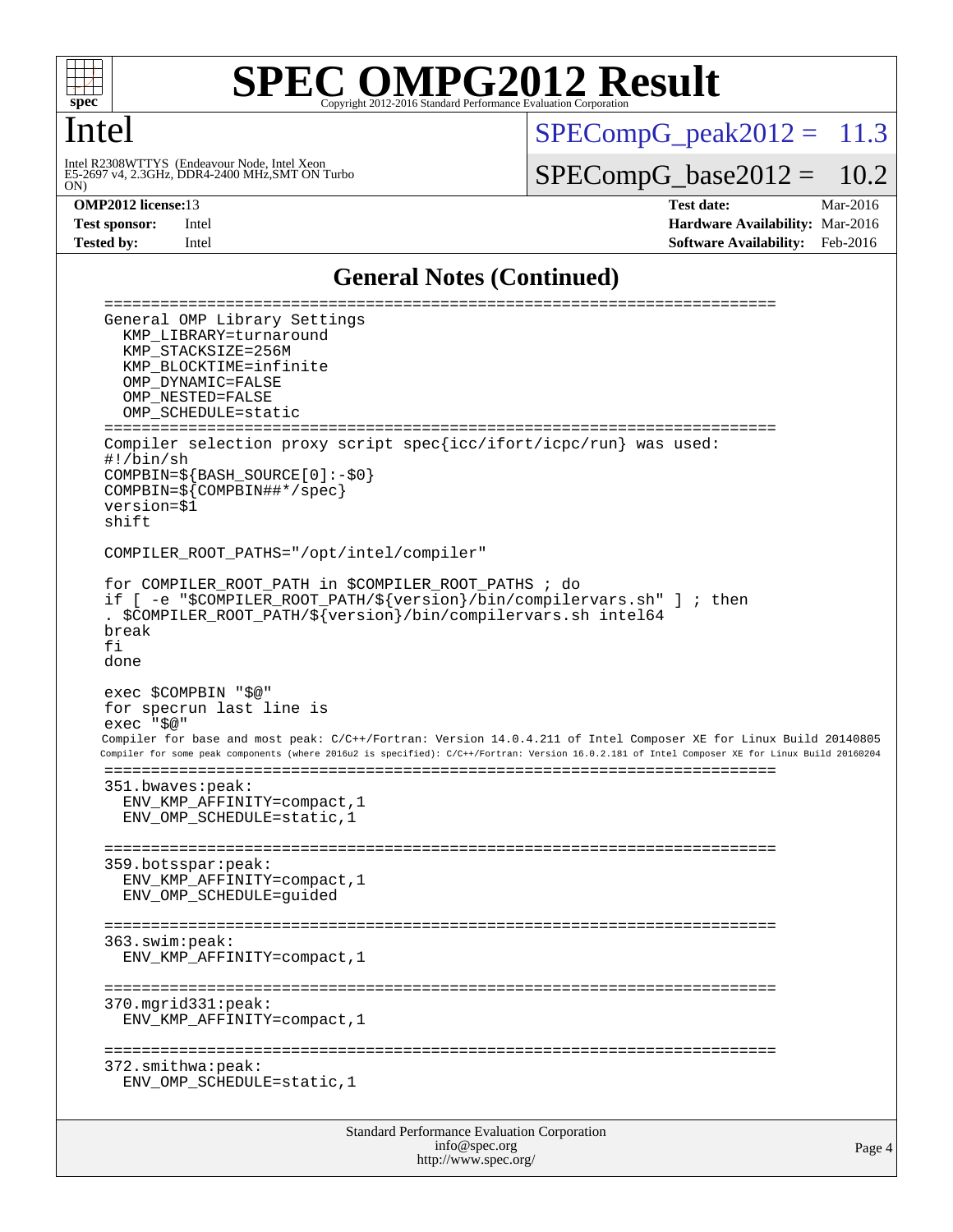## General Notes (Continued)

```
========================================================================
General OMP Library Settings
  KMP_LIBRARY=turnaround
  KMP_STACKSIZE=256M
  KMP_BLOCKTIME=infinite
  OMP_DYNAMIC=FALSE
  OMP_NESTED=FALSE
  OMP_SCHEDULE=static
========================================================================
Compiler selection proxy script spec{icc/ifort/icpc/run} was used:
#!/bin/sh
COMPBIN=${BASH_SOURCE[0]:-$0}
COMPBIN=${COMPBIN##*/spec}
version=$1
shift

COMPILER_ROOT_PATHS="/opt/intel/compiler"

for COMPILER_ROOT_PATH in $COMPILER_ROOT_PATHS ; do
if [ -e "$COMPILER_ROOT_PATH/${version}/bin/compilervars.sh" ] ; then
. $COMPILER_ROOT_PATH/${version}/bin/compilervars.sh intel64
break
fi
done

exec $COMPBIN "$@"
for specrun last line is
exec "$@"
Compiler for base and most peak: C/C++/Fortran: Version 14.0.4.211 of Intel Composer XE for Linux Build 20140805
Compiler for some peak components (where 2016u2 is specified): C/C++/Fortran: Version 16.0.2.181 of Intel Composer XE for Linux Build 20160204
========================================================================
351.bwaves:peak:
  ENV_KMP_AFFINITY=compact,1
  ENV_OMP_SCHEDULE=static,1

========================================================================
359.botsspar:peak:
  ENV_KMP_AFFINITY=compact,1
  ENV_OMP_SCHEDULE=guided

========================================================================
363.swim:peak:
  ENV_KMP_AFFINITY=compact,1

========================================================================
370.mgrid331:peak:
  ENV_KMP_AFFINITY=compact,1

========================================================================
372.smithwa:peak:
  ENV_OMP_SCHEDULE=static,1
```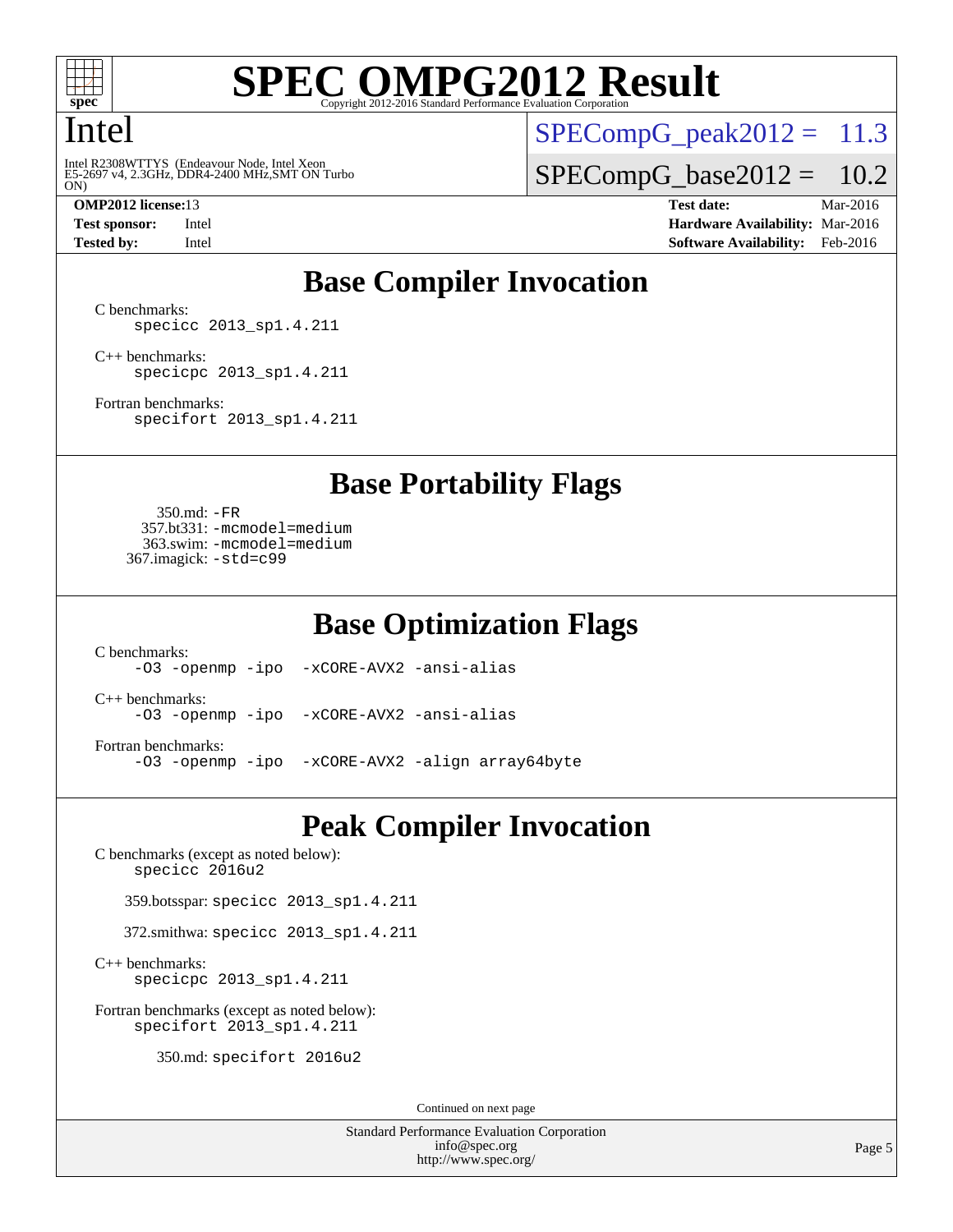# SPEC OMPG2012 Result

Copyright 2012-2016 Standard Performance Evaluation Corporation

## Intel

Intel R2308WTTYS (Endeavour Node, Intel Xeon E5-2697 v4, 2.3GHz, DDR4-2400 MHz,SMT ON Turbo ON)

SPECompG_peak2012 = 11.3

SPECompG_base2012 = 10.2

**OMP2012 license:** 13
**Test sponsor:** Intel
**Tested by:** Intel

**Test date:** Mar-2016
**Hardware Availability:** Mar-2016
**Software Availability:** Feb-2016

## Base Compiler Invocation

C benchmarks:
specicc 2013_sp1.4.211

C++ benchmarks:
specicpc 2013_sp1.4.211

Fortran benchmarks:
specifort 2013_sp1.4.211

## Base Portability Flags

350.md: -FR
357.bt331: -mcmodel=medium
363.swim: -mcmodel=medium
367.imagick: -std=c99

## Base Optimization Flags

C benchmarks:
-O3 -openmp -ipo -xCORE-AVX2 -ansi-alias

C++ benchmarks:
-O3 -openmp -ipo -xCORE-AVX2 -ansi-alias

Fortran benchmarks:
-O3 -openmp -ipo -xCORE-AVX2 -align array64byte

## Peak Compiler Invocation

C benchmarks (except as noted below):
specicc 2016u2

359.botsspar: specicc 2013_sp1.4.211

372.smithwa: specicc 2013_sp1.4.211

C++ benchmarks:
specicpc 2013_sp1.4.211

Fortran benchmarks (except as noted below):
specifort 2013_sp1.4.211

350.md: specifort 2016u2

Continued on next page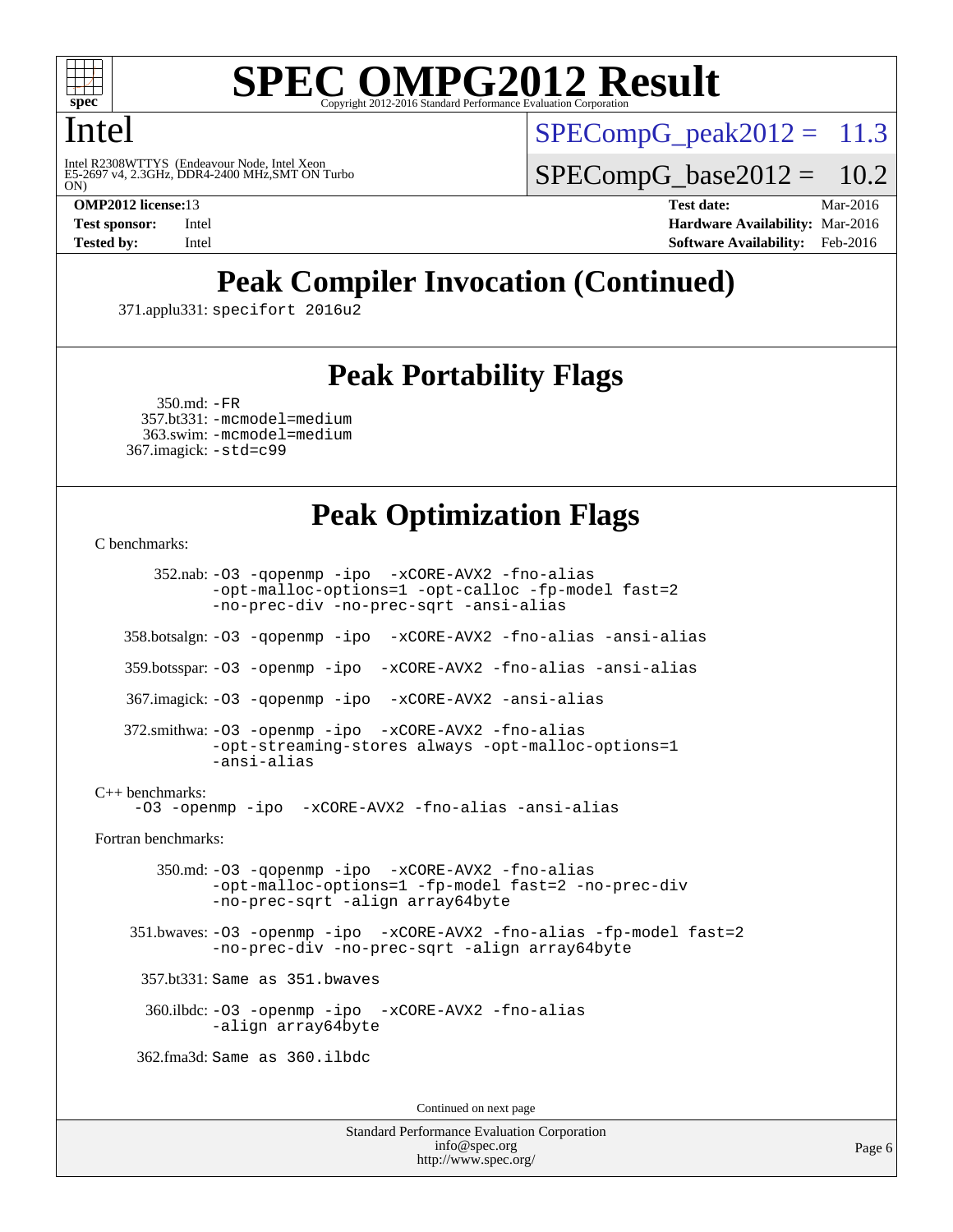# SPEC OMPG2012 Result

Copyright 2012-2016 Standard Performance Evaluation Corporation

## Intel

Intel R2308WTTYS (Endeavour Node, Intel Xeon E5-2697 v4, 2.3GHz, DDR4-2400 MHz,SMT ON Turbo ON)

SPECompG_peak2012 = 11.3

SPECompG_base2012 = 10.2

| | | | |
|---|---|---|---|
| **OMP2012 license:** | 13 | **Test date:** | Mar-2016 |
| **Test sponsor:** | Intel | **Hardware Availability:** | Mar-2016 |
| **Tested by:** | Intel | **Software Availability:** | Feb-2016 |

## Peak Compiler Invocation (Continued)

371.applu331: `specifort 2016u2`

## Peak Portability Flags

350.md: `-FR`
357.bt331: `-mcmodel=medium`
363.swim: `-mcmodel=medium`
367.imagick: `-std=c99`

## Peak Optimization Flags

C benchmarks:

352.nab: `-O3 -qopenmp -ipo -xCORE-AVX2 -fno-alias -opt-malloc-options=1 -opt-calloc -fp-model fast=2 -no-prec-div -no-prec-sqrt -ansi-alias`

358.botsalgn: `-O3 -qopenmp -ipo -xCORE-AVX2 -fno-alias -ansi-alias`

359.botsspar: `-O3 -openmp -ipo -xCORE-AVX2 -fno-alias -ansi-alias`

367.imagick: `-O3 -qopenmp -ipo -xCORE-AVX2 -ansi-alias`

372.smithwa: `-O3 -openmp -ipo -xCORE-AVX2 -fno-alias -opt-streaming-stores always -opt-malloc-options=1 -ansi-alias`

C++ benchmarks:

`-O3 -openmp -ipo -xCORE-AVX2 -fno-alias -ansi-alias`

Fortran benchmarks:

350.md: `-O3 -qopenmp -ipo -xCORE-AVX2 -fno-alias -opt-malloc-options=1 -fp-model fast=2 -no-prec-div -no-prec-sqrt -align array64byte`

351.bwaves: `-O3 -openmp -ipo -xCORE-AVX2 -fno-alias -fp-model fast=2 -no-prec-div -no-prec-sqrt -align array64byte`

357.bt331: Same as 351.bwaves

360.ilbdc: `-O3 -openmp -ipo -xCORE-AVX2 -fno-alias -align array64byte`

362.fma3d: Same as 360.ilbdc

Continued on next page

Standard Performance Evaluation Corporation
info@spec.org
http://www.spec.org/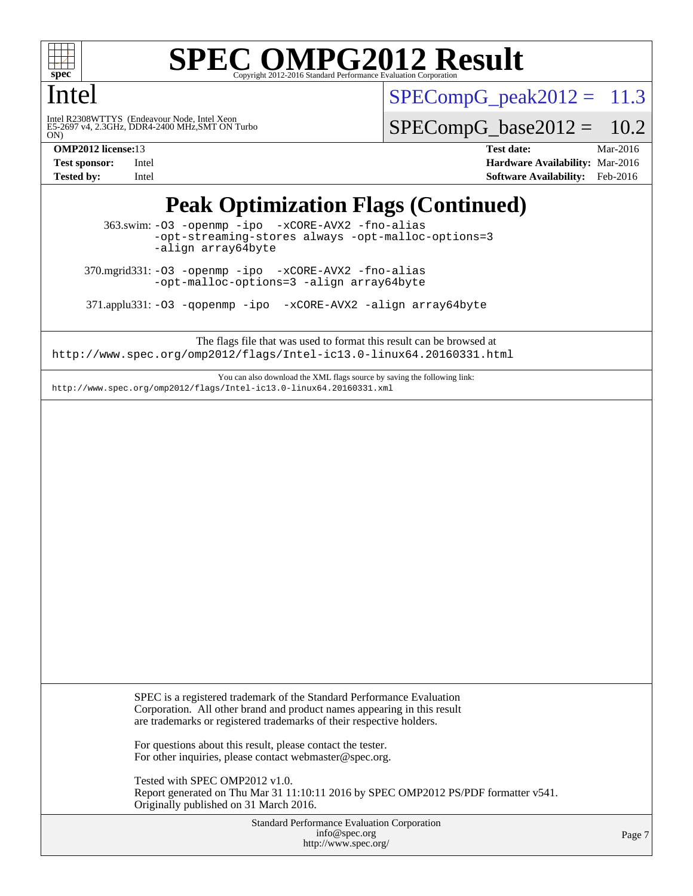# SPEC OMPG2012 Result

Copyright 2012-2016 Standard Performance Evaluation Corporation

## Intel

Intel R2308WTTYS (Endeavour Node, Intel Xeon E5-2697 v4, 2.3GHz, DDR4-2400 MHz,SMT ON Turbo ON)

SPECompG_peak2012 = 11.3

SPECompG_base2012 = 10.2

| | | | |
|---|---|---|---|
| **OMP2012 license:** | 13 | **Test date:** | Mar-2016 |
| **Test sponsor:** | Intel | **Hardware Availability:** | Mar-2016 |
| **Tested by:** | Intel | **Software Availability:** | Feb-2016 |

## Peak Optimization Flags (Continued)

363.swim: `-O3 -openmp -ipo -xCORE-AVX2 -fno-alias -opt-streaming-stores always -opt-malloc-options=3 -align array64byte`

370.mgrid331: `-O3 -openmp -ipo -xCORE-AVX2 -fno-alias -opt-malloc-options=3 -align array64byte`

371.applu331: `-O3 -qopenmp -ipo -xCORE-AVX2 -align array64byte`

The flags file that was used to format this result can be browsed at
http://www.spec.org/omp2012/flags/Intel-ic13.0-linux64.20160331.html

You can also download the XML flags source by saving the following link:
http://www.spec.org/omp2012/flags/Intel-ic13.0-linux64.20160331.xml

SPEC is a registered trademark of the Standard Performance Evaluation Corporation. All other brand and product names appearing in this result are trademarks or registered trademarks of their respective holders.

For questions about this result, please contact the tester.
For other inquiries, please contact webmaster@spec.org.

Tested with SPEC OMP2012 v1.0.
Report generated on Thu Mar 31 11:10:11 2016 by SPEC OMP2012 PS/PDF formatter v541.
Originally published on 31 March 2016.

Standard Performance Evaluation Corporation
info@spec.org
http://www.spec.org/